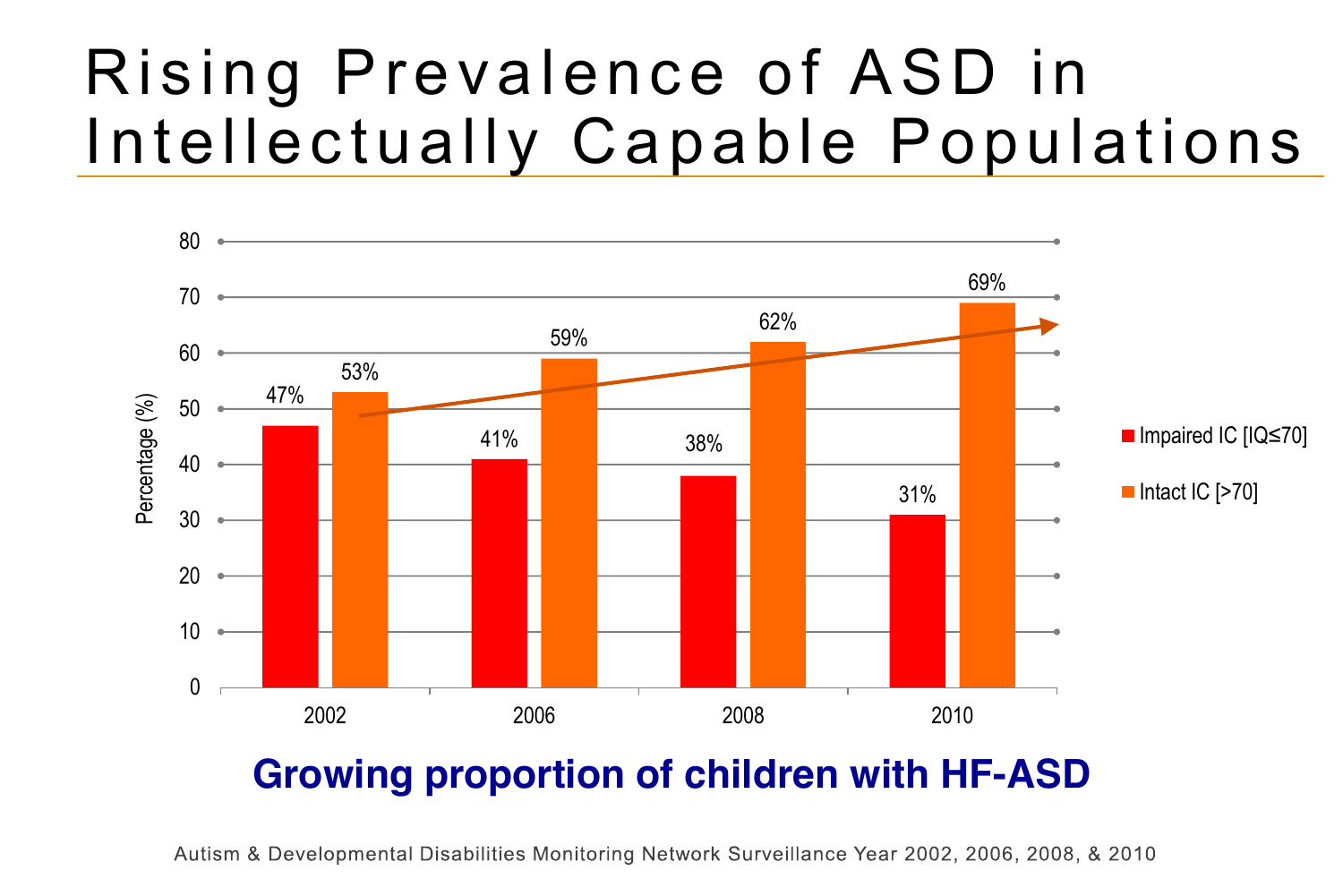# Rising Prevalence of ASD in Intellectually Capable Populations

| Year | Impaired IC [IQ≤70] | Intact IC [>70] |
|---|---|---|
| 2002 | 47% | 53% |
| 2006 | 41% | 59% |
| 2008 | 38% | 62% |
| 2010 | 31% | 69% |

Percentage (%)

**Growing proportion of children with HF-ASD**

Autism & Developmental Disabilities Monitoring Network Surveillance Year 2002, 2006, 2008, & 2010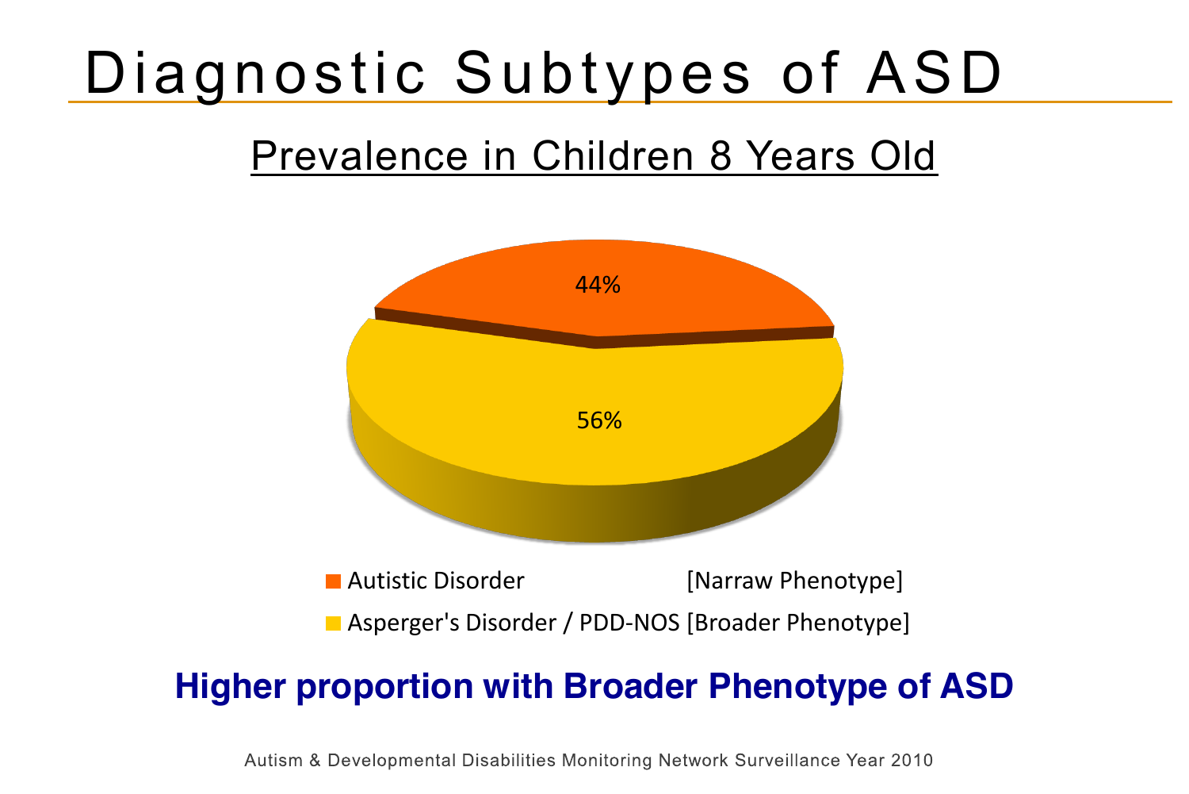# Diagnostic Subtypes of ASD

## Prevalence in Children 8 Years Old

44%

56%

- Autistic Disorder [Narraw Phenotype]
- Asperger's Disorder / PDD-NOS [Broader Phenotype]

**Higher proportion with Broader Phenotype of ASD**

Autism & Developmental Disabilities Monitoring Network Surveillance Year 2010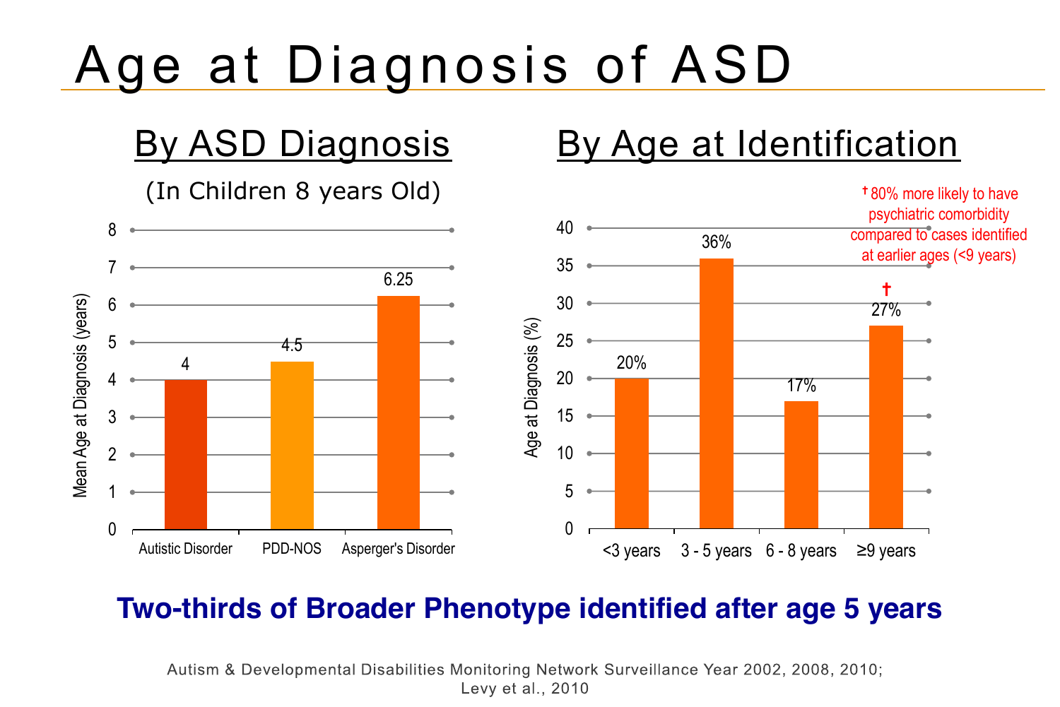# Age at Diagnosis of ASD

## By ASD Diagnosis

(In Children 8 years Old)

| Diagnosis | Mean Age at Diagnosis (years) |
| --- | --- |
| Autistic Disorder | 4 |
| PDD-NOS | 4.5 |
| Asperger's Disorder | 6.25 |

## By Age at Identification

| Age at Identification | Age at Diagnosis (%) |
| --- | --- |
| <3 years | 20% |
| 3 - 5 years | 36% |
| 6 - 8 years | 17% |
| ≥9 years | 27%† |

† 80% more likely to have psychiatric comorbidity compared to cases identified at earlier ages (<9 years)

**Two-thirds of Broader Phenotype identified after age 5 years**

Autism & Developmental Disabilities Monitoring Network Surveillance Year 2002, 2008, 2010; Levy et al., 2010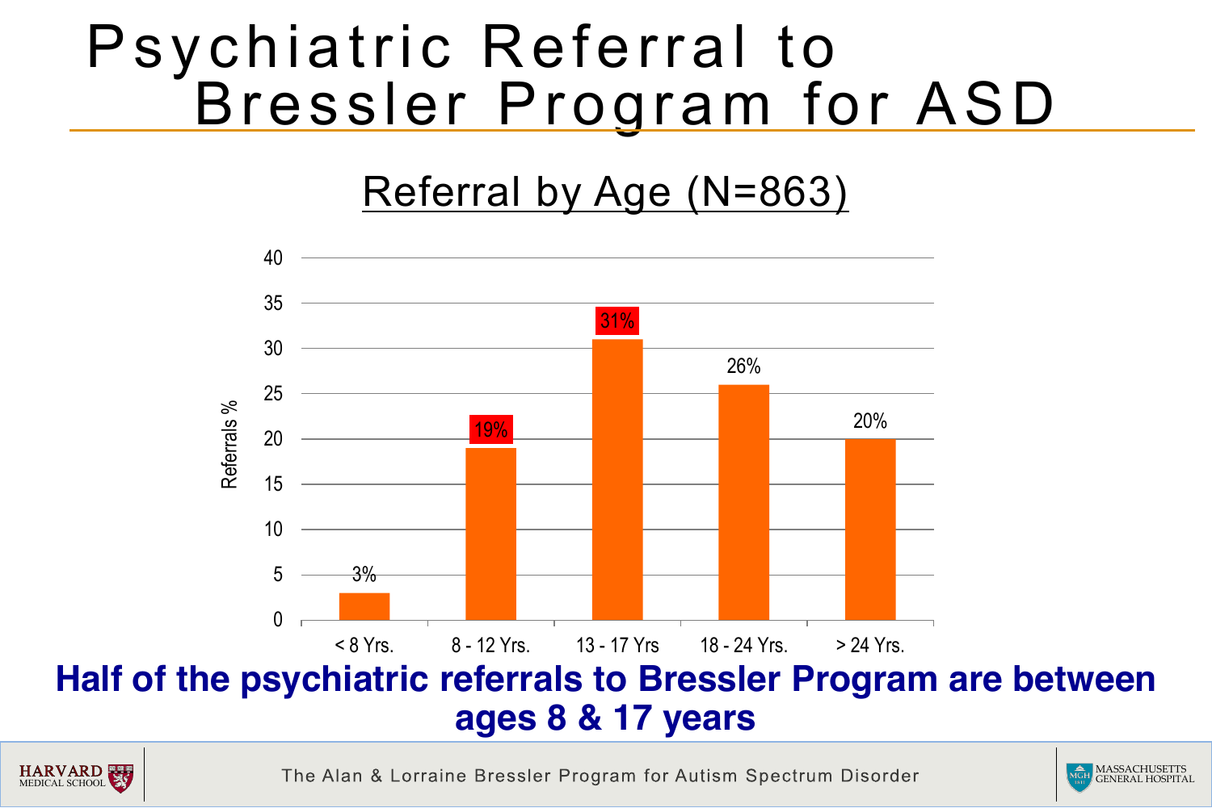# Psychiatric Referral to Bressler Program for ASD

## Referral by Age (N=863)

| Age | Referrals % |
|---|---|
| < 8 Yrs. | 3% |
| 8 - 12 Yrs. | 19% |
| 13 - 17 Yrs | 31% |
| 18 - 24 Yrs. | 26% |
| > 24 Yrs. | 20% |

**Half of the psychiatric referrals to Bressler Program are between ages 8 & 17 years**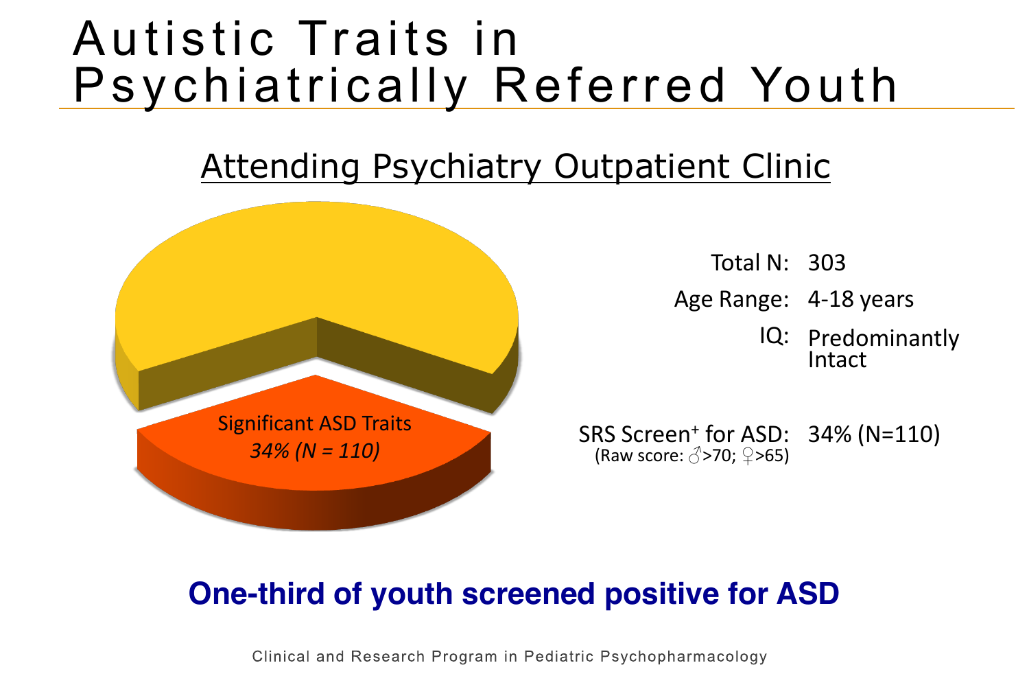# Autistic Traits in Psychiatrically Referred Youth

## Attending Psychiatry Outpatient Clinic

Significant ASD Traits

*34% (N = 110)*

Total N: 303

Age Range: 4-18 years

IQ: Predominantly Intact

SRS Screen+ for ASD: 34% (N=110)

(Raw score: ♂>70; ♀>65)

**One-third of youth screened positive for ASD**

Clinical and Research Program in Pediatric Psychopharmacology